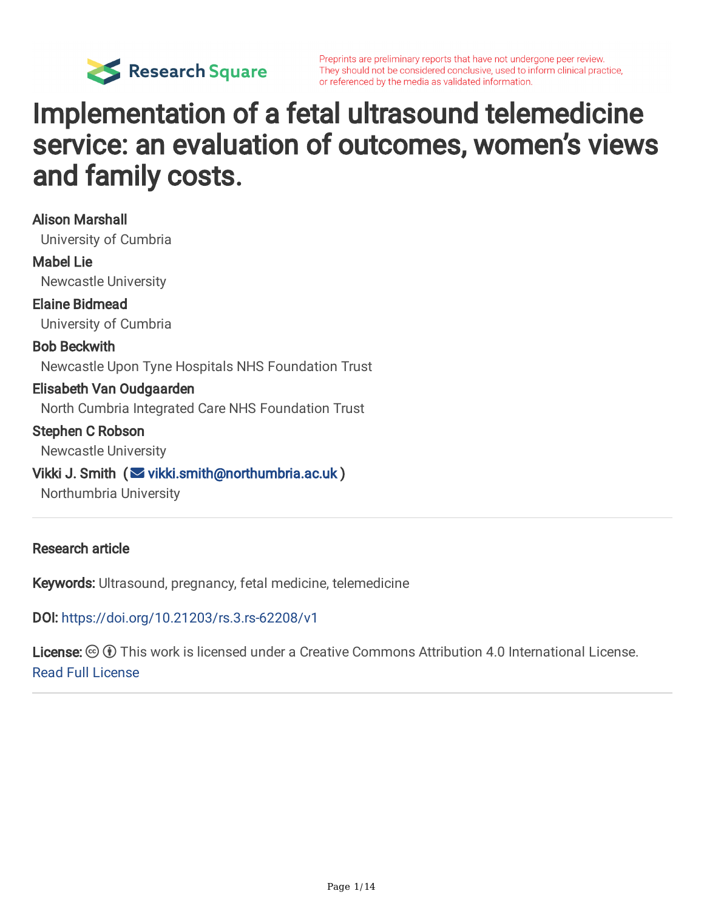Preprints are preliminary reports that have not undergone peer review. They should not be considered conclusive, used to inform clinical practice, or referenced by the media as validated information.

# Implementation of a fetal ultrasound telemedicine service: an evaluation of outcomes, women's views and family costs.

**Alison Marshall**
University of Cumbria

**Mabel Lie**
Newcastle University

**Elaine Bidmead**
University of Cumbria

**Bob Beckwith**
Newcastle Upon Tyne Hospitals NHS Foundation Trust

**Elisabeth Van Oudgaarden**
North Cumbria Integrated Care NHS Foundation Trust

**Stephen C Robson**
Newcastle University

**Vikki J. Smith** (vikki.smith@northumbria.ac.uk)
Northumbria University

---

**Research article**

**Keywords:** Ultrasound, pregnancy, fetal medicine, telemedicine

**DOI:** https://doi.org/10.21203/rs.3.rs-62208/v1

**License:** This work is licensed under a Creative Commons Attribution 4.0 International License.
Read Full License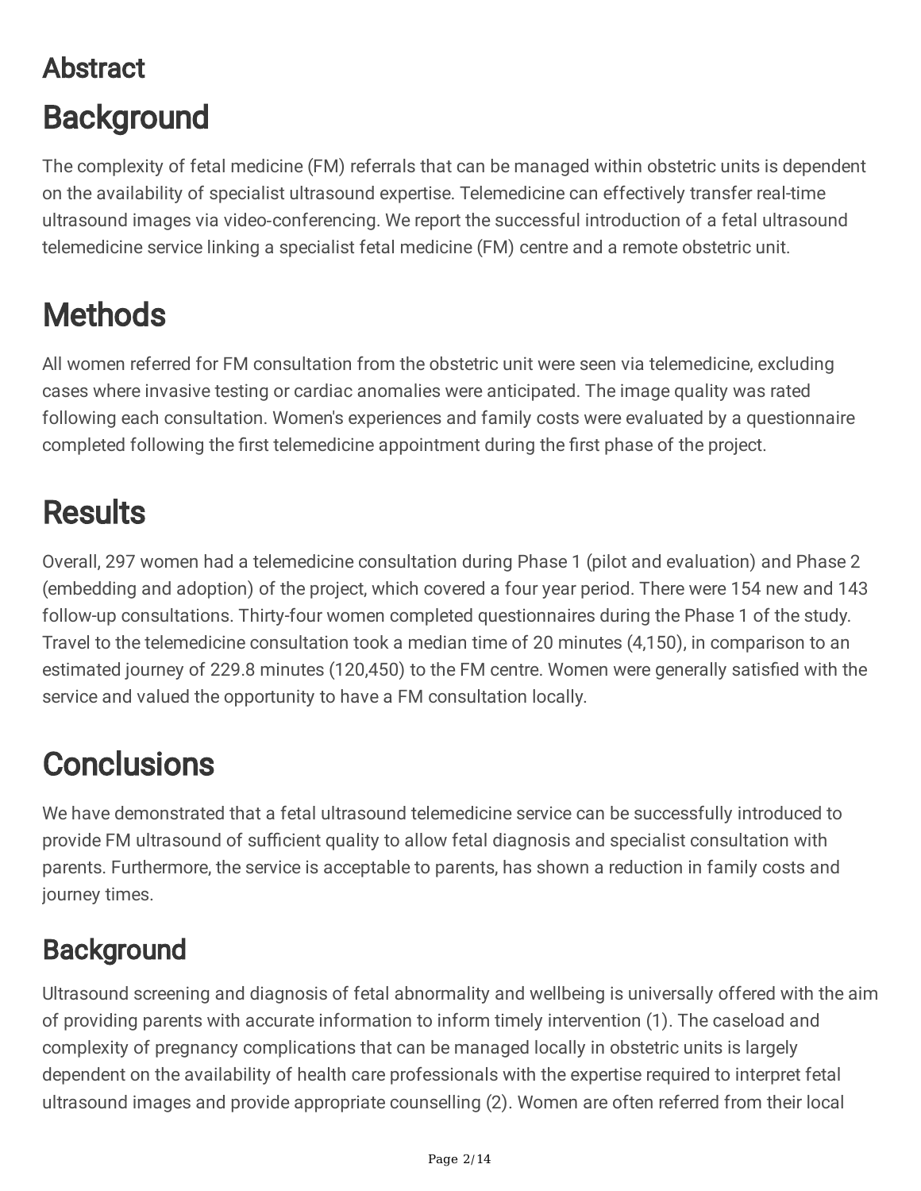# Abstract

## Background

The complexity of fetal medicine (FM) referrals that can be managed within obstetric units is dependent on the availability of specialist ultrasound expertise. Telemedicine can effectively transfer real-time ultrasound images via video-conferencing. We report the successful introduction of a fetal ultrasound telemedicine service linking a specialist fetal medicine (FM) centre and a remote obstetric unit.

## Methods

All women referred for FM consultation from the obstetric unit were seen via telemedicine, excluding cases where invasive testing or cardiac anomalies were anticipated. The image quality was rated following each consultation. Women's experiences and family costs were evaluated by a questionnaire completed following the first telemedicine appointment during the first phase of the project.

## Results

Overall, 297 women had a telemedicine consultation during Phase 1 (pilot and evaluation) and Phase 2 (embedding and adoption) of the project, which covered a four year period. There were 154 new and 143 follow-up consultations. Thirty-four women completed questionnaires during the Phase 1 of the study. Travel to the telemedicine consultation took a median time of 20 minutes (4,150), in comparison to an estimated journey of 229.8 minutes (120,450) to the FM centre. Women were generally satisfied with the service and valued the opportunity to have a FM consultation locally.

## Conclusions

We have demonstrated that a fetal ultrasound telemedicine service can be successfully introduced to provide FM ultrasound of sufficient quality to allow fetal diagnosis and specialist consultation with parents. Furthermore, the service is acceptable to parents, has shown a reduction in family costs and journey times.

# Background

Ultrasound screening and diagnosis of fetal abnormality and wellbeing is universally offered with the aim of providing parents with accurate information to inform timely intervention (1). The caseload and complexity of pregnancy complications that can be managed locally in obstetric units is largely dependent on the availability of health care professionals with the expertise required to interpret fetal ultrasound images and provide appropriate counselling (2). Women are often referred from their local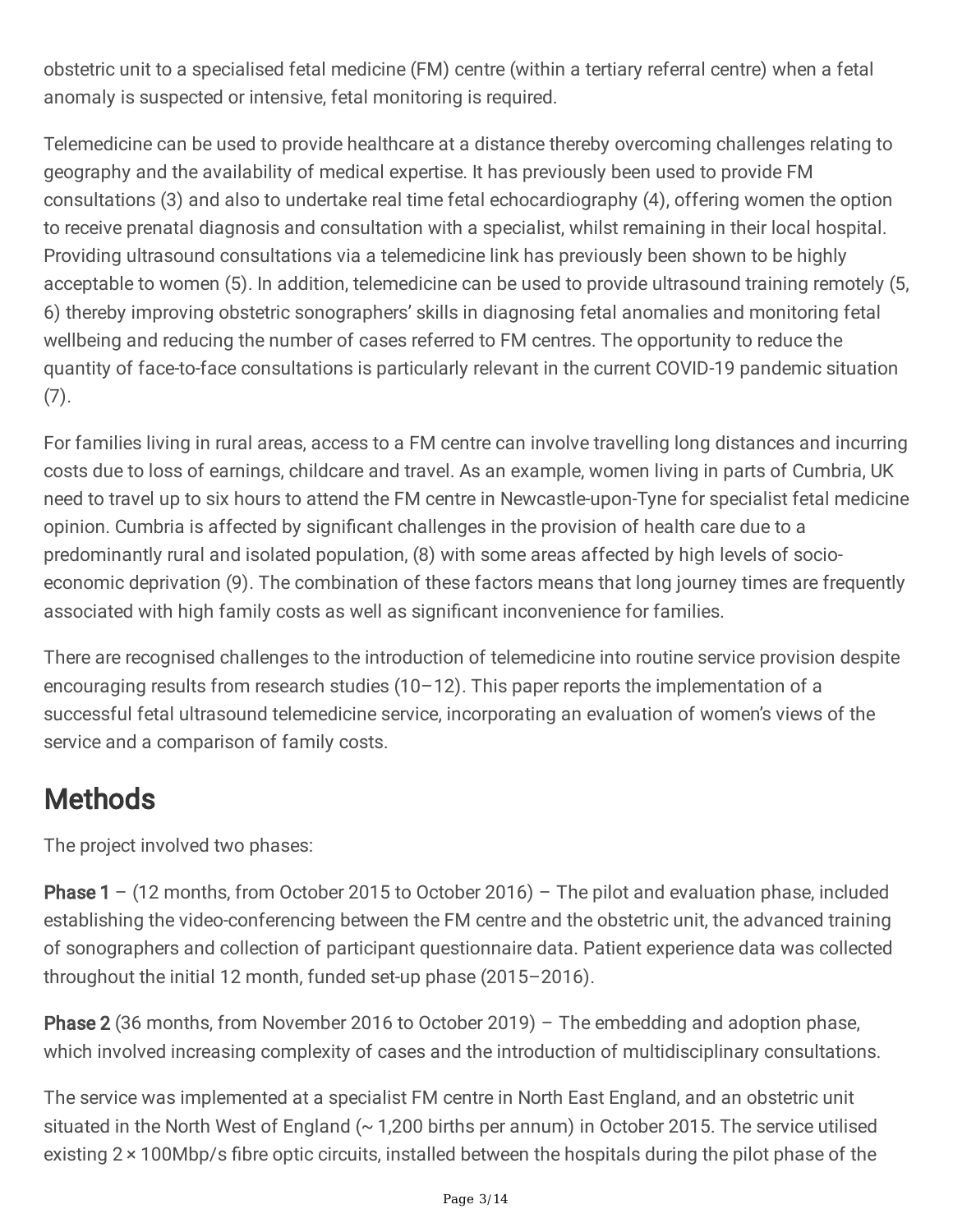obstetric unit to a specialised fetal medicine (FM) centre (within a tertiary referral centre) when a fetal anomaly is suspected or intensive, fetal monitoring is required.

Telemedicine can be used to provide healthcare at a distance thereby overcoming challenges relating to geography and the availability of medical expertise. It has previously been used to provide FM consultations (3) and also to undertake real time fetal echocardiography (4), offering women the option to receive prenatal diagnosis and consultation with a specialist, whilst remaining in their local hospital. Providing ultrasound consultations via a telemedicine link has previously been shown to be highly acceptable to women (5). In addition, telemedicine can be used to provide ultrasound training remotely (5, 6) thereby improving obstetric sonographers' skills in diagnosing fetal anomalies and monitoring fetal wellbeing and reducing the number of cases referred to FM centres. The opportunity to reduce the quantity of face-to-face consultations is particularly relevant in the current COVID-19 pandemic situation (7).

For families living in rural areas, access to a FM centre can involve travelling long distances and incurring costs due to loss of earnings, childcare and travel. As an example, women living in parts of Cumbria, UK need to travel up to six hours to attend the FM centre in Newcastle-upon-Tyne for specialist fetal medicine opinion. Cumbria is affected by significant challenges in the provision of health care due to a predominantly rural and isolated population, (8) with some areas affected by high levels of socio-economic deprivation (9). The combination of these factors means that long journey times are frequently associated with high family costs as well as significant inconvenience for families.

There are recognised challenges to the introduction of telemedicine into routine service provision despite encouraging results from research studies (10–12). This paper reports the implementation of a successful fetal ultrasound telemedicine service, incorporating an evaluation of women's views of the service and a comparison of family costs.

# Methods

The project involved two phases:

**Phase 1** – (12 months, from October 2015 to October 2016) – The pilot and evaluation phase, included establishing the video-conferencing between the FM centre and the obstetric unit, the advanced training of sonographers and collection of participant questionnaire data. Patient experience data was collected throughout the initial 12 month, funded set-up phase (2015–2016).

**Phase 2** (36 months, from November 2016 to October 2019) – The embedding and adoption phase, which involved increasing complexity of cases and the introduction of multidisciplinary consultations.

The service was implemented at a specialist FM centre in North East England, and an obstetric unit situated in the North West of England (~ 1,200 births per annum) in October 2015. The service utilised existing 2 × 100Mbp/s fibre optic circuits, installed between the hospitals during the pilot phase of the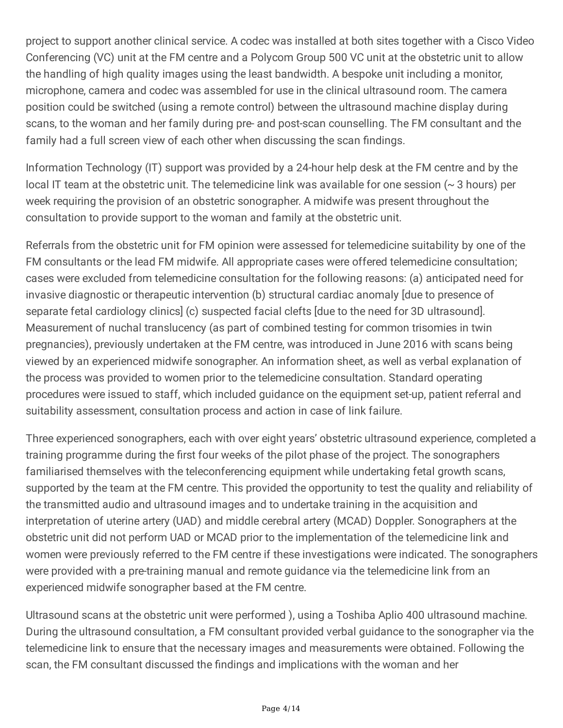project to support another clinical service. A codec was installed at both sites together with a Cisco Video Conferencing (VC) unit at the FM centre and a Polycom Group 500 VC unit at the obstetric unit to allow the handling of high quality images using the least bandwidth. A bespoke unit including a monitor, microphone, camera and codec was assembled for use in the clinical ultrasound room. The camera position could be switched (using a remote control) between the ultrasound machine display during scans, to the woman and her family during pre- and post-scan counselling. The FM consultant and the family had a full screen view of each other when discussing the scan findings.

Information Technology (IT) support was provided by a 24-hour help desk at the FM centre and by the local IT team at the obstetric unit. The telemedicine link was available for one session (~ 3 hours) per week requiring the provision of an obstetric sonographer. A midwife was present throughout the consultation to provide support to the woman and family at the obstetric unit.

Referrals from the obstetric unit for FM opinion were assessed for telemedicine suitability by one of the FM consultants or the lead FM midwife. All appropriate cases were offered telemedicine consultation; cases were excluded from telemedicine consultation for the following reasons: (a) anticipated need for invasive diagnostic or therapeutic intervention (b) structural cardiac anomaly [due to presence of separate fetal cardiology clinics] (c) suspected facial clefts [due to the need for 3D ultrasound]. Measurement of nuchal translucency (as part of combined testing for common trisomies in twin pregnancies), previously undertaken at the FM centre, was introduced in June 2016 with scans being viewed by an experienced midwife sonographer. An information sheet, as well as verbal explanation of the process was provided to women prior to the telemedicine consultation. Standard operating procedures were issued to staff, which included guidance on the equipment set-up, patient referral and suitability assessment, consultation process and action in case of link failure.

Three experienced sonographers, each with over eight years' obstetric ultrasound experience, completed a training programme during the first four weeks of the pilot phase of the project. The sonographers familiarised themselves with the teleconferencing equipment while undertaking fetal growth scans, supported by the team at the FM centre. This provided the opportunity to test the quality and reliability of the transmitted audio and ultrasound images and to undertake training in the acquisition and interpretation of uterine artery (UAD) and middle cerebral artery (MCAD) Doppler. Sonographers at the obstetric unit did not perform UAD or MCAD prior to the implementation of the telemedicine link and women were previously referred to the FM centre if these investigations were indicated. The sonographers were provided with a pre-training manual and remote guidance via the telemedicine link from an experienced midwife sonographer based at the FM centre.

Ultrasound scans at the obstetric unit were performed ), using a Toshiba Aplio 400 ultrasound machine. During the ultrasound consultation, a FM consultant provided verbal guidance to the sonographer via the telemedicine link to ensure that the necessary images and measurements were obtained. Following the scan, the FM consultant discussed the findings and implications with the woman and her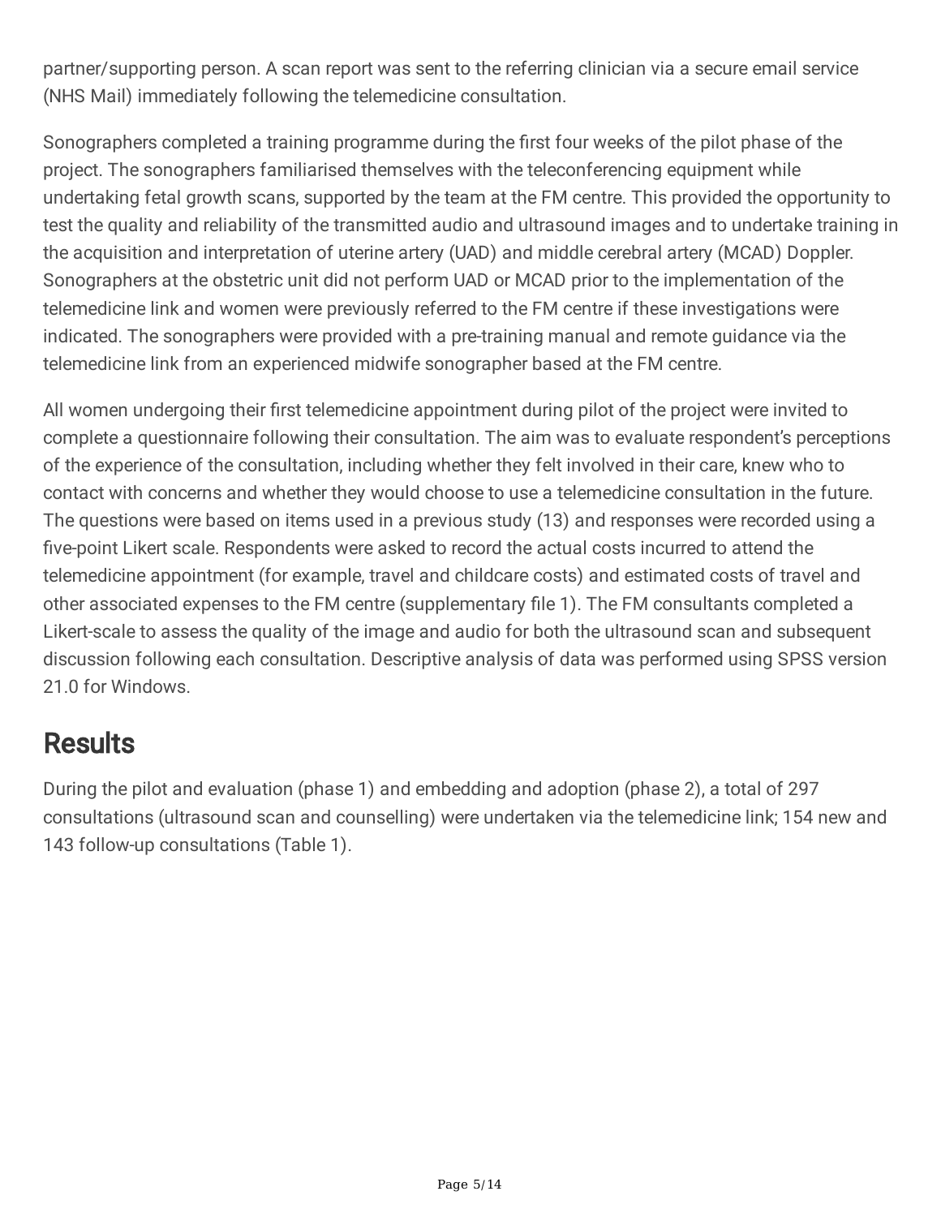partner/supporting person. A scan report was sent to the referring clinician via a secure email service (NHS Mail) immediately following the telemedicine consultation.

Sonographers completed a training programme during the first four weeks of the pilot phase of the project. The sonographers familiarised themselves with the teleconferencing equipment while undertaking fetal growth scans, supported by the team at the FM centre. This provided the opportunity to test the quality and reliability of the transmitted audio and ultrasound images and to undertake training in the acquisition and interpretation of uterine artery (UAD) and middle cerebral artery (MCAD) Doppler. Sonographers at the obstetric unit did not perform UAD or MCAD prior to the implementation of the telemedicine link and women were previously referred to the FM centre if these investigations were indicated. The sonographers were provided with a pre-training manual and remote guidance via the telemedicine link from an experienced midwife sonographer based at the FM centre.

All women undergoing their first telemedicine appointment during pilot of the project were invited to complete a questionnaire following their consultation. The aim was to evaluate respondent's perceptions of the experience of the consultation, including whether they felt involved in their care, knew who to contact with concerns and whether they would choose to use a telemedicine consultation in the future. The questions were based on items used in a previous study (13) and responses were recorded using a five-point Likert scale. Respondents were asked to record the actual costs incurred to attend the telemedicine appointment (for example, travel and childcare costs) and estimated costs of travel and other associated expenses to the FM centre (supplementary file 1). The FM consultants completed a Likert-scale to assess the quality of the image and audio for both the ultrasound scan and subsequent discussion following each consultation. Descriptive analysis of data was performed using SPSS version 21.0 for Windows.

## Results

During the pilot and evaluation (phase 1) and embedding and adoption (phase 2), a total of 297 consultations (ultrasound scan and counselling) were undertaken via the telemedicine link; 154 new and 143 follow-up consultations (Table 1).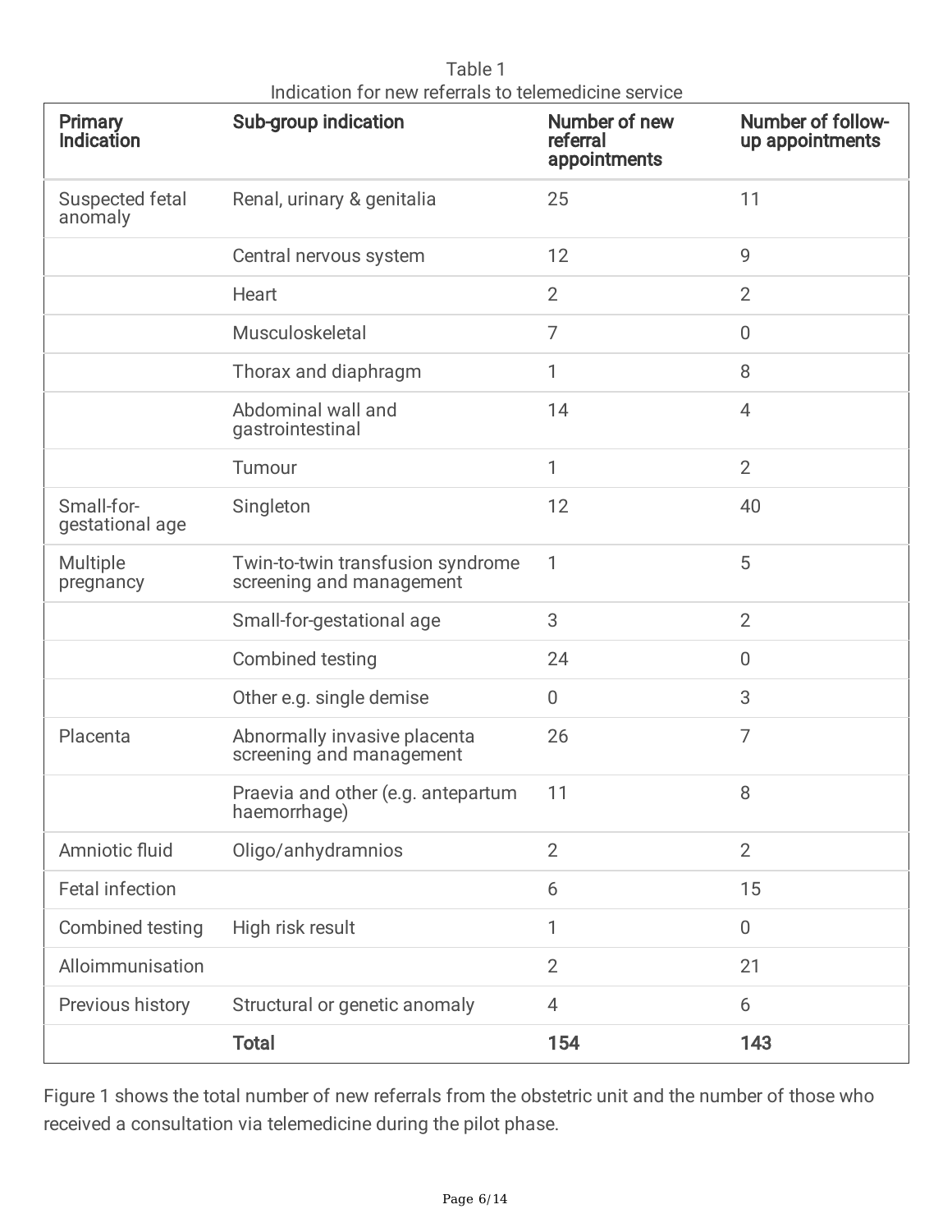Table 1
Indication for new referrals to telemedicine service

| Primary Indication | Sub-group indication | Number of new referral appointments | Number of follow-up appointments |
|---|---|---|---|
| Suspected fetal anomaly | Renal, urinary & genitalia | 25 | 11 |
| | Central nervous system | 12 | 9 |
| | Heart | 2 | 2 |
| | Musculoskeletal | 7 | 0 |
| | Thorax and diaphragm | 1 | 8 |
| | Abdominal wall and gastrointestinal | 14 | 4 |
| | Tumour | 1 | 2 |
| Small-for-gestational age | Singleton | 12 | 40 |
| Multiple pregnancy | Twin-to-twin transfusion syndrome screening and management | 1 | 5 |
| | Small-for-gestational age | 3 | 2 |
| | Combined testing | 24 | 0 |
| | Other e.g. single demise | 0 | 3 |
| Placenta | Abnormally invasive placenta screening and management | 26 | 7 |
| | Praevia and other (e.g. antepartum haemorrhage) | 11 | 8 |
| Amniotic fluid | Oligo/anhydramnios | 2 | 2 |
| Fetal infection | | 6 | 15 |
| Combined testing | High risk result | 1 | 0 |
| Alloimmunisation | | 2 | 21 |
| Previous history | Structural or genetic anomaly | 4 | 6 |
| | **Total** | **154** | **143** |

Figure 1 shows the total number of new referrals from the obstetric unit and the number of those who received a consultation via telemedicine during the pilot phase.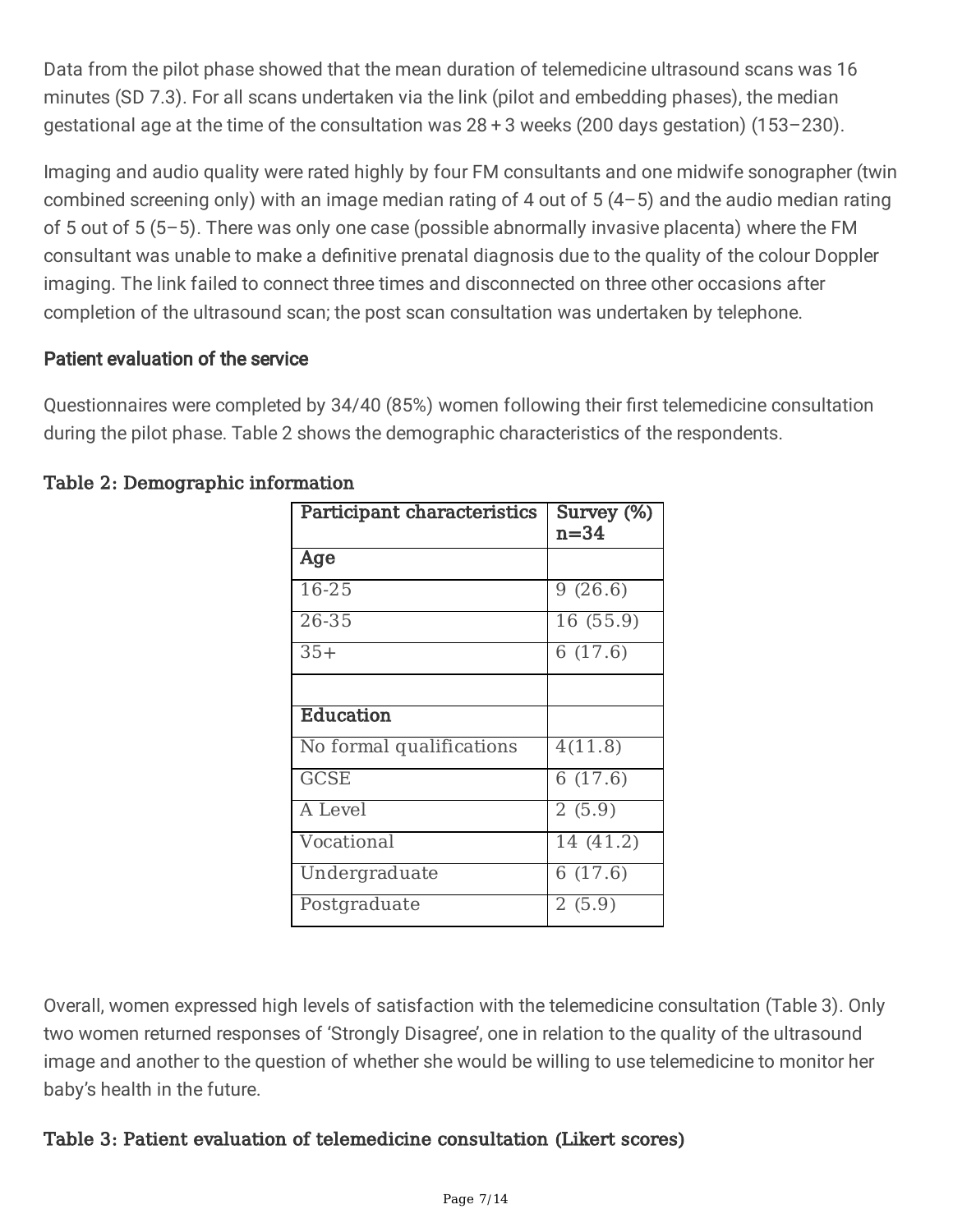Data from the pilot phase showed that the mean duration of telemedicine ultrasound scans was 16 minutes (SD 7.3). For all scans undertaken via the link (pilot and embedding phases), the median gestational age at the time of the consultation was 28 + 3 weeks (200 days gestation) (153–230).

Imaging and audio quality were rated highly by four FM consultants and one midwife sonographer (twin combined screening only) with an image median rating of 4 out of 5 (4–5) and the audio median rating of 5 out of 5 (5–5). There was only one case (possible abnormally invasive placenta) where the FM consultant was unable to make a definitive prenatal diagnosis due to the quality of the colour Doppler imaging. The link failed to connect three times and disconnected on three other occasions after completion of the ultrasound scan; the post scan consultation was undertaken by telephone.

### Patient evaluation of the service

Questionnaires were completed by 34/40 (85%) women following their first telemedicine consultation during the pilot phase. Table 2 shows the demographic characteristics of the respondents.

**Table 2: Demographic information**

| Participant characteristics | Survey (%) n=34 |
|---|---|
| **Age** | |
| 16-25 | 9 (26.6) |
| 26-35 | 16 (55.9) |
| 35+ | 6 (17.6) |
| | |
| **Education** | |
| No formal qualifications | 4(11.8) |
| GCSE | 6 (17.6) |
| A Level | 2 (5.9) |
| Vocational | 14 (41.2) |
| Undergraduate | 6 (17.6) |
| Postgraduate | 2 (5.9) |

Overall, women expressed high levels of satisfaction with the telemedicine consultation (Table 3). Only two women returned responses of 'Strongly Disagree', one in relation to the quality of the ultrasound image and another to the question of whether she would be willing to use telemedicine to monitor her baby's health in the future.

**Table 3: Patient evaluation of telemedicine consultation (Likert scores)**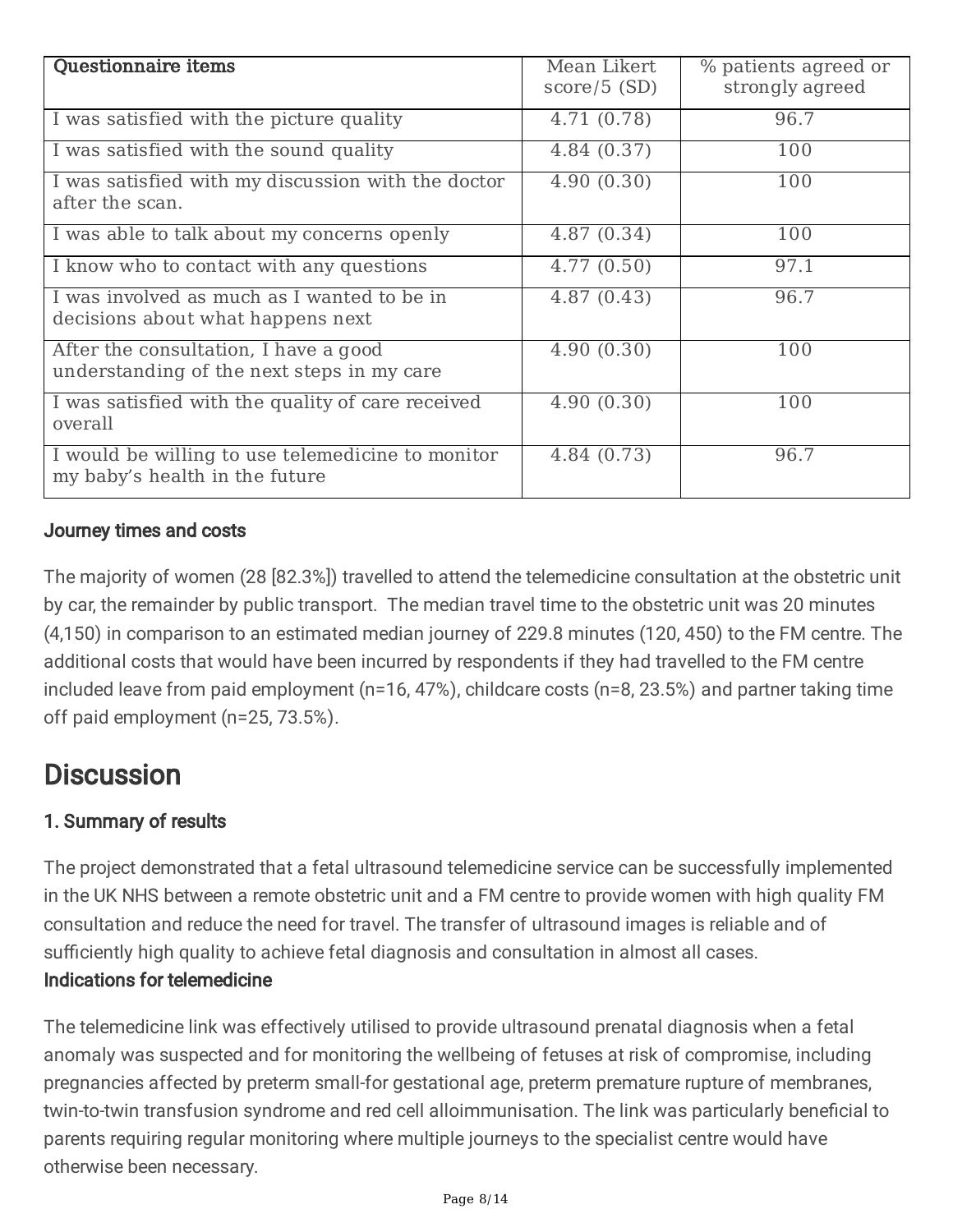| Questionnaire items | Mean Likert score/5 (SD) | % patients agreed or strongly agreed |
|---|---|---|
| I was satisfied with the picture quality | 4.71 (0.78) | 96.7 |
| I was satisfied with the sound quality | 4.84 (0.37) | 100 |
| I was satisfied with my discussion with the doctor after the scan. | 4.90 (0.30) | 100 |
| I was able to talk about my concerns openly | 4.87 (0.34) | 100 |
| I know who to contact with any questions | 4.77 (0.50) | 97.1 |
| I was involved as much as I wanted to be in decisions about what happens next | 4.87 (0.43) | 96.7 |
| After the consultation, I have a good understanding of the next steps in my care | 4.90 (0.30) | 100 |
| I was satisfied with the quality of care received overall | 4.90 (0.30) | 100 |
| I would be willing to use telemedicine to monitor my baby's health in the future | 4.84 (0.73) | 96.7 |

### Journey times and costs

The majority of women (28 [82.3%]) travelled to attend the telemedicine consultation at the obstetric unit by car, the remainder by public transport. The median travel time to the obstetric unit was 20 minutes (4,150) in comparison to an estimated median journey of 229.8 minutes (120, 450) to the FM centre. The additional costs that would have been incurred by respondents if they had travelled to the FM centre included leave from paid employment (n=16, 47%), childcare costs (n=8, 23.5%) and partner taking time off paid employment (n=25, 73.5%).

## Discussion

### 1. Summary of results

The project demonstrated that a fetal ultrasound telemedicine service can be successfully implemented in the UK NHS between a remote obstetric unit and a FM centre to provide women with high quality FM consultation and reduce the need for travel. The transfer of ultrasound images is reliable and of sufficiently high quality to achieve fetal diagnosis and consultation in almost all cases.

### Indications for telemedicine

The telemedicine link was effectively utilised to provide ultrasound prenatal diagnosis when a fetal anomaly was suspected and for monitoring the wellbeing of fetuses at risk of compromise, including pregnancies affected by preterm small-for gestational age, preterm premature rupture of membranes, twin-to-twin transfusion syndrome and red cell alloimmunisation. The link was particularly beneficial to parents requiring regular monitoring where multiple journeys to the specialist centre would have otherwise been necessary.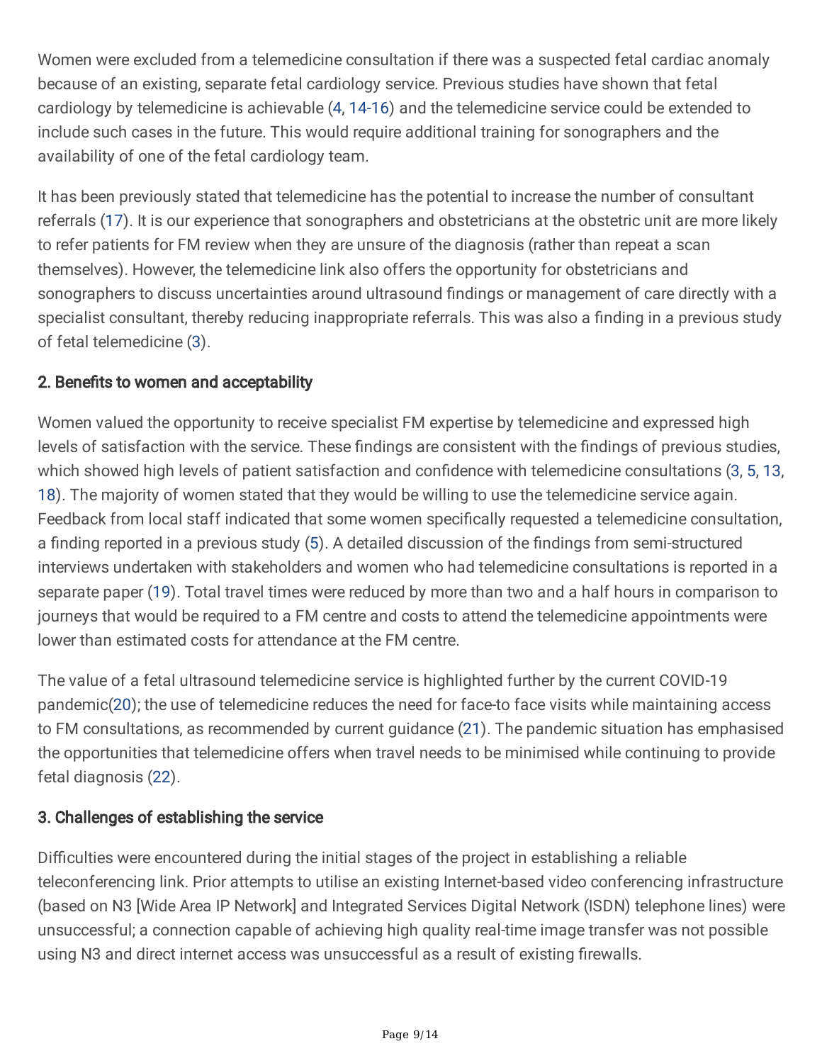Women were excluded from a telemedicine consultation if there was a suspected fetal cardiac anomaly because of an existing, separate fetal cardiology service. Previous studies have shown that fetal cardiology by telemedicine is achievable (4, 14-16) and the telemedicine service could be extended to include such cases in the future. This would require additional training for sonographers and the availability of one of the fetal cardiology team.

It has been previously stated that telemedicine has the potential to increase the number of consultant referrals (17). It is our experience that sonographers and obstetricians at the obstetric unit are more likely to refer patients for FM review when they are unsure of the diagnosis (rather than repeat a scan themselves). However, the telemedicine link also offers the opportunity for obstetricians and sonographers to discuss uncertainties around ultrasound findings or management of care directly with a specialist consultant, thereby reducing inappropriate referrals. This was also a finding in a previous study of fetal telemedicine (3).

### 2. Benefits to women and acceptability

Women valued the opportunity to receive specialist FM expertise by telemedicine and expressed high levels of satisfaction with the service. These findings are consistent with the findings of previous studies, which showed high levels of patient satisfaction and confidence with telemedicine consultations (3, 5, 13, 18). The majority of women stated that they would be willing to use the telemedicine service again. Feedback from local staff indicated that some women specifically requested a telemedicine consultation, a finding reported in a previous study (5). A detailed discussion of the findings from semi-structured interviews undertaken with stakeholders and women who had telemedicine consultations is reported in a separate paper (19). Total travel times were reduced by more than two and a half hours in comparison to journeys that would be required to a FM centre and costs to attend the telemedicine appointments were lower than estimated costs for attendance at the FM centre.

The value of a fetal ultrasound telemedicine service is highlighted further by the current COVID-19 pandemic(20); the use of telemedicine reduces the need for face-to face visits while maintaining access to FM consultations, as recommended by current guidance (21). The pandemic situation has emphasised the opportunities that telemedicine offers when travel needs to be minimised while continuing to provide fetal diagnosis (22).

### 3. Challenges of establishing the service

Difficulties were encountered during the initial stages of the project in establishing a reliable teleconferencing link. Prior attempts to utilise an existing Internet-based video conferencing infrastructure (based on N3 [Wide Area IP Network] and Integrated Services Digital Network (ISDN) telephone lines) were unsuccessful; a connection capable of achieving high quality real-time image transfer was not possible using N3 and direct internet access was unsuccessful as a result of existing firewalls.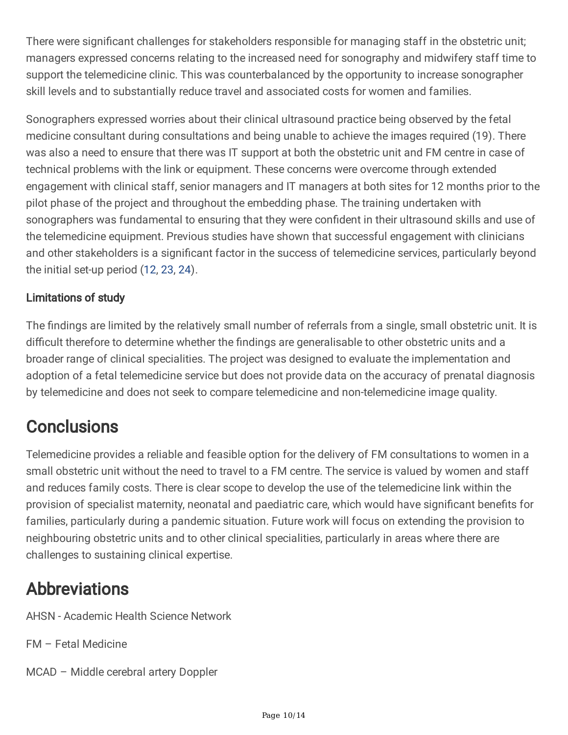There were significant challenges for stakeholders responsible for managing staff in the obstetric unit; managers expressed concerns relating to the increased need for sonography and midwifery staff time to support the telemedicine clinic. This was counterbalanced by the opportunity to increase sonographer skill levels and to substantially reduce travel and associated costs for women and families.

Sonographers expressed worries about their clinical ultrasound practice being observed by the fetal medicine consultant during consultations and being unable to achieve the images required (19). There was also a need to ensure that there was IT support at both the obstetric unit and FM centre in case of technical problems with the link or equipment. These concerns were overcome through extended engagement with clinical staff, senior managers and IT managers at both sites for 12 months prior to the pilot phase of the project and throughout the embedding phase. The training undertaken with sonographers was fundamental to ensuring that they were confident in their ultrasound skills and use of the telemedicine equipment. Previous studies have shown that successful engagement with clinicians and other stakeholders is a significant factor in the success of telemedicine services, particularly beyond the initial set-up period (12, 23, 24).

### Limitations of study

The findings are limited by the relatively small number of referrals from a single, small obstetric unit. It is difficult therefore to determine whether the findings are generalisable to other obstetric units and a broader range of clinical specialities. The project was designed to evaluate the implementation and adoption of a fetal telemedicine service but does not provide data on the accuracy of prenatal diagnosis by telemedicine and does not seek to compare telemedicine and non-telemedicine image quality.

## Conclusions

Telemedicine provides a reliable and feasible option for the delivery of FM consultations to women in a small obstetric unit without the need to travel to a FM centre. The service is valued by women and staff and reduces family costs. There is clear scope to develop the use of the telemedicine link within the provision of specialist maternity, neonatal and paediatric care, which would have significant benefits for families, particularly during a pandemic situation. Future work will focus on extending the provision to neighbouring obstetric units and to other clinical specialities, particularly in areas where there are challenges to sustaining clinical expertise.

## Abbreviations

AHSN - Academic Health Science Network

FM – Fetal Medicine

MCAD – Middle cerebral artery Doppler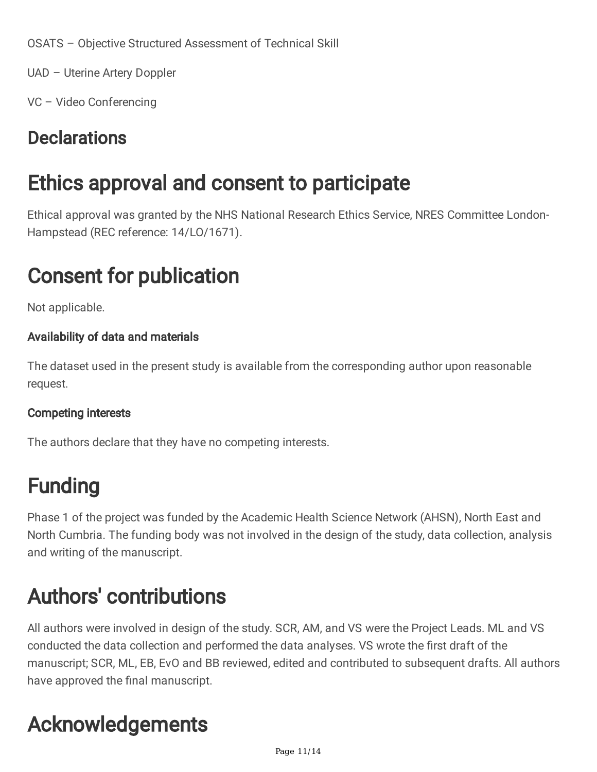OSATS – Objective Structured Assessment of Technical Skill

UAD – Uterine Artery Doppler

VC – Video Conferencing

## Declarations

# Ethics approval and consent to participate

Ethical approval was granted by the NHS National Research Ethics Service, NRES Committee London-Hampstead (REC reference: 14/LO/1671).

# Consent for publication

Not applicable.

### Availability of data and materials

The dataset used in the present study is available from the corresponding author upon reasonable request.

### Competing interests

The authors declare that they have no competing interests.

# Funding

Phase 1 of the project was funded by the Academic Health Science Network (AHSN), North East and North Cumbria. The funding body was not involved in the design of the study, data collection, analysis and writing of the manuscript.

# Authors' contributions

All authors were involved in design of the study. SCR, AM, and VS were the Project Leads. ML and VS conducted the data collection and performed the data analyses. VS wrote the first draft of the manuscript; SCR, ML, EB, EvO and BB reviewed, edited and contributed to subsequent drafts. All authors have approved the final manuscript.

# Acknowledgements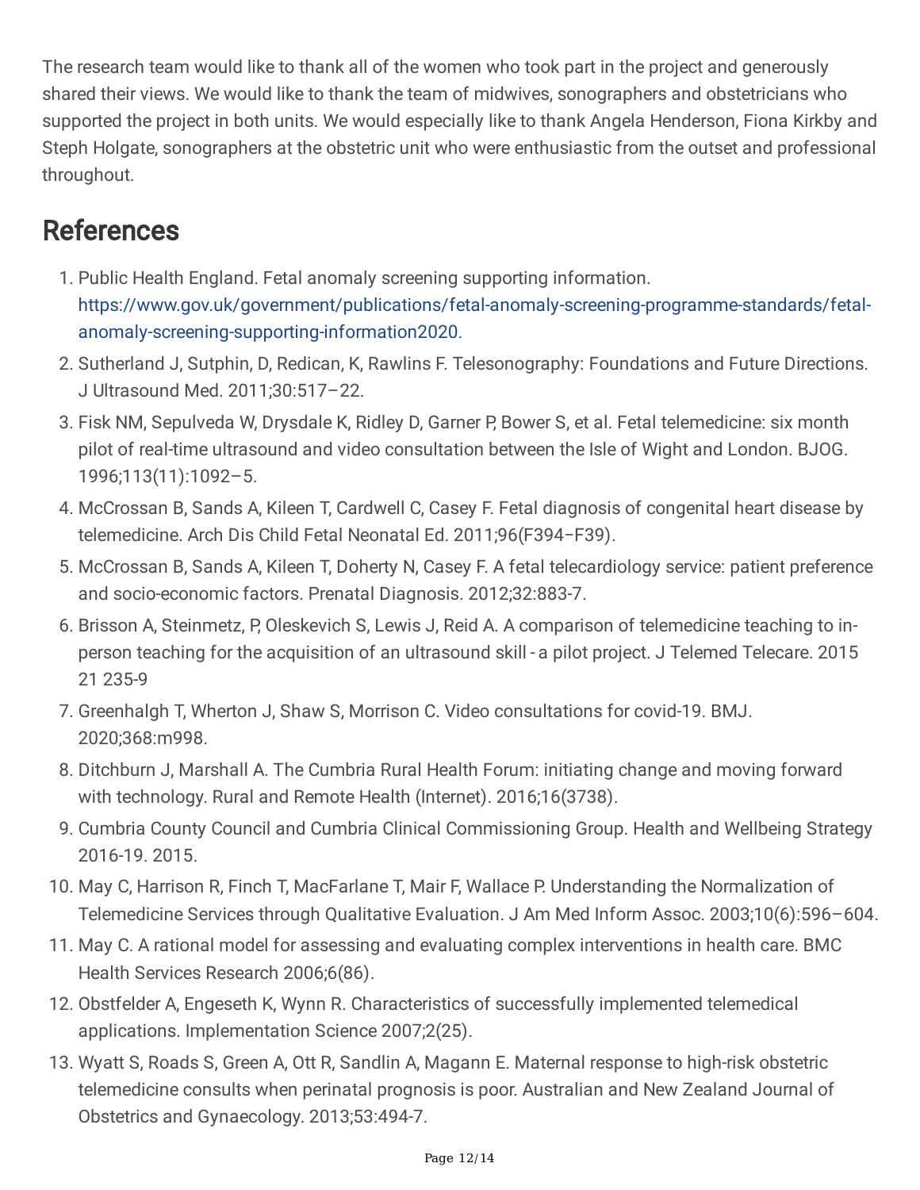The research team would like to thank all of the women who took part in the project and generously shared their views. We would like to thank the team of midwives, sonographers and obstetricians who supported the project in both units. We would especially like to thank Angela Henderson, Fiona Kirkby and Steph Holgate, sonographers at the obstetric unit who were enthusiastic from the outset and professional throughout.

## References

1. Public Health England. Fetal anomaly screening supporting information. https://www.gov.uk/government/publications/fetal-anomaly-screening-programme-standards/fetal-anomaly-screening-supporting-information2020.
2. Sutherland J, Sutphin, D, Redican, K, Rawlins F. Telesonography: Foundations and Future Directions. J Ultrasound Med. 2011;30:517–22.
3. Fisk NM, Sepulveda W, Drysdale K, Ridley D, Garner P, Bower S, et al. Fetal telemedicine: six month pilot of real-time ultrasound and video consultation between the Isle of Wight and London. BJOG. 1996;113(11):1092–5.
4. McCrossan B, Sands A, Kileen T, Cardwell C, Casey F. Fetal diagnosis of congenital heart disease by telemedicine. Arch Dis Child Fetal Neonatal Ed. 2011;96(F394–F39).
5. McCrossan B, Sands A, Kileen T, Doherty N, Casey F. A fetal telecardiology service: patient preference and socio-economic factors. Prenatal Diagnosis. 2012;32:883-7.
6. Brisson A, Steinmetz, P, Oleskevich S, Lewis J, Reid A. A comparison of telemedicine teaching to in-person teaching for the acquisition of an ultrasound skill - a pilot project. J Telemed Telecare. 2015 21 235-9
7. Greenhalgh T, Wherton J, Shaw S, Morrison C. Video consultations for covid-19. BMJ. 2020;368:m998.
8. Ditchburn J, Marshall A. The Cumbria Rural Health Forum: initiating change and moving forward with technology. Rural and Remote Health (Internet). 2016;16(3738).
9. Cumbria County Council and Cumbria Clinical Commissioning Group. Health and Wellbeing Strategy 2016-19. 2015.
10. May C, Harrison R, Finch T, MacFarlane T, Mair F, Wallace P. Understanding the Normalization of Telemedicine Services through Qualitative Evaluation. J Am Med Inform Assoc. 2003;10(6):596–604.
11. May C. A rational model for assessing and evaluating complex interventions in health care. BMC Health Services Research 2006;6(86).
12. Obstfelder A, Engeseth K, Wynn R. Characteristics of successfully implemented telemedical applications. Implementation Science 2007;2(25).
13. Wyatt S, Roads S, Green A, Ott R, Sandlin A, Magann E. Maternal response to high-risk obstetric telemedicine consults when perinatal prognosis is poor. Australian and New Zealand Journal of Obstetrics and Gynaecology. 2013;53:494-7.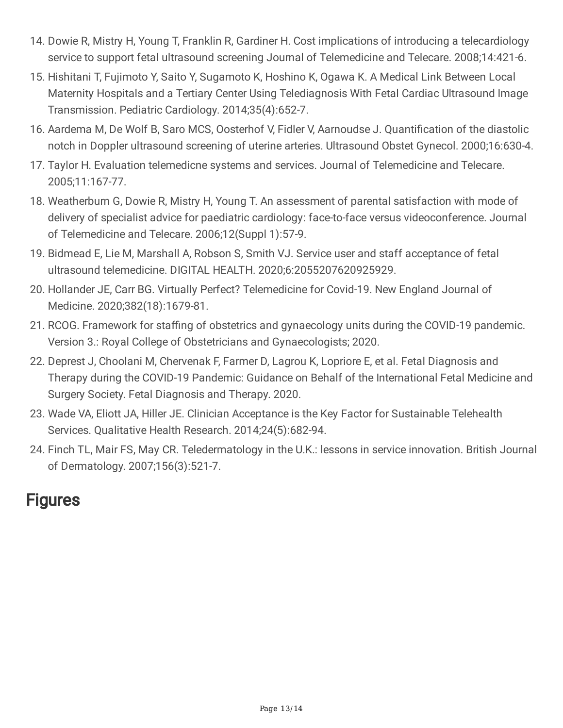14. Dowie R, Mistry H, Young T, Franklin R, Gardiner H. Cost implications of introducing a telecardiology service to support fetal ultrasound screening Journal of Telemedicine and Telecare. 2008;14:421-6.
15. Hishitani T, Fujimoto Y, Saito Y, Sugamoto K, Hoshino K, Ogawa K. A Medical Link Between Local Maternity Hospitals and a Tertiary Center Using Telediagnosis With Fetal Cardiac Ultrasound Image Transmission. Pediatric Cardiology. 2014;35(4):652-7.
16. Aardema M, De Wolf B, Saro MCS, Oosterhof V, Fidler V, Aarnoudse J. Quantification of the diastolic notch in Doppler ultrasound screening of uterine arteries. Ultrasound Obstet Gynecol. 2000;16:630-4.
17. Taylor H. Evaluation telemedicne systems and services. Journal of Telemedicine and Telecare. 2005;11:167-77.
18. Weatherburn G, Dowie R, Mistry H, Young T. An assessment of parental satisfaction with mode of delivery of specialist advice for paediatric cardiology: face-to-face versus videoconference. Journal of Telemedicine and Telecare. 2006;12(Suppl 1):57-9.
19. Bidmead E, Lie M, Marshall A, Robson S, Smith VJ. Service user and staff acceptance of fetal ultrasound telemedicine. DIGITAL HEALTH. 2020;6:2055207620925929.
20. Hollander JE, Carr BG. Virtually Perfect? Telemedicine for Covid-19. New England Journal of Medicine. 2020;382(18):1679-81.
21. RCOG. Framework for staffing of obstetrics and gynaecology units during the COVID-19 pandemic. Version 3.: Royal College of Obstetricians and Gynaecologists; 2020.
22. Deprest J, Choolani M, Chervenak F, Farmer D, Lagrou K, Lopriore E, et al. Fetal Diagnosis and Therapy during the COVID-19 Pandemic: Guidance on Behalf of the International Fetal Medicine and Surgery Society. Fetal Diagnosis and Therapy. 2020.
23. Wade VA, Eliott JA, Hiller JE. Clinician Acceptance is the Key Factor for Sustainable Telehealth Services. Qualitative Health Research. 2014;24(5):682-94.
24. Finch TL, Mair FS, May CR. Teledermatology in the U.K.: lessons in service innovation. British Journal of Dermatology. 2007;156(3):521-7.

# Figures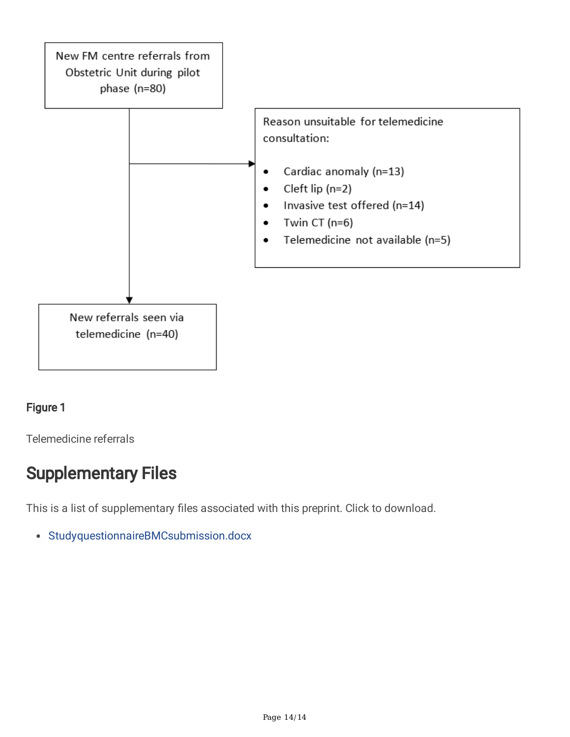New FM centre referrals from Obstetric Unit during pilot phase (n=80)

Reason unsuitable for telemedicine consultation:

- Cardiac anomaly (n=13)
- Cleft lip (n=2)
- Invasive test offered (n=14)
- Twin CT (n=6)
- Telemedicine not available (n=5)

New referrals seen via telemedicine (n=40)

**Figure 1**

Telemedicine referrals

## Supplementary Files

This is a list of supplementary files associated with this preprint. Click to download.

- StudyquestionnaireBMCsubmission.docx